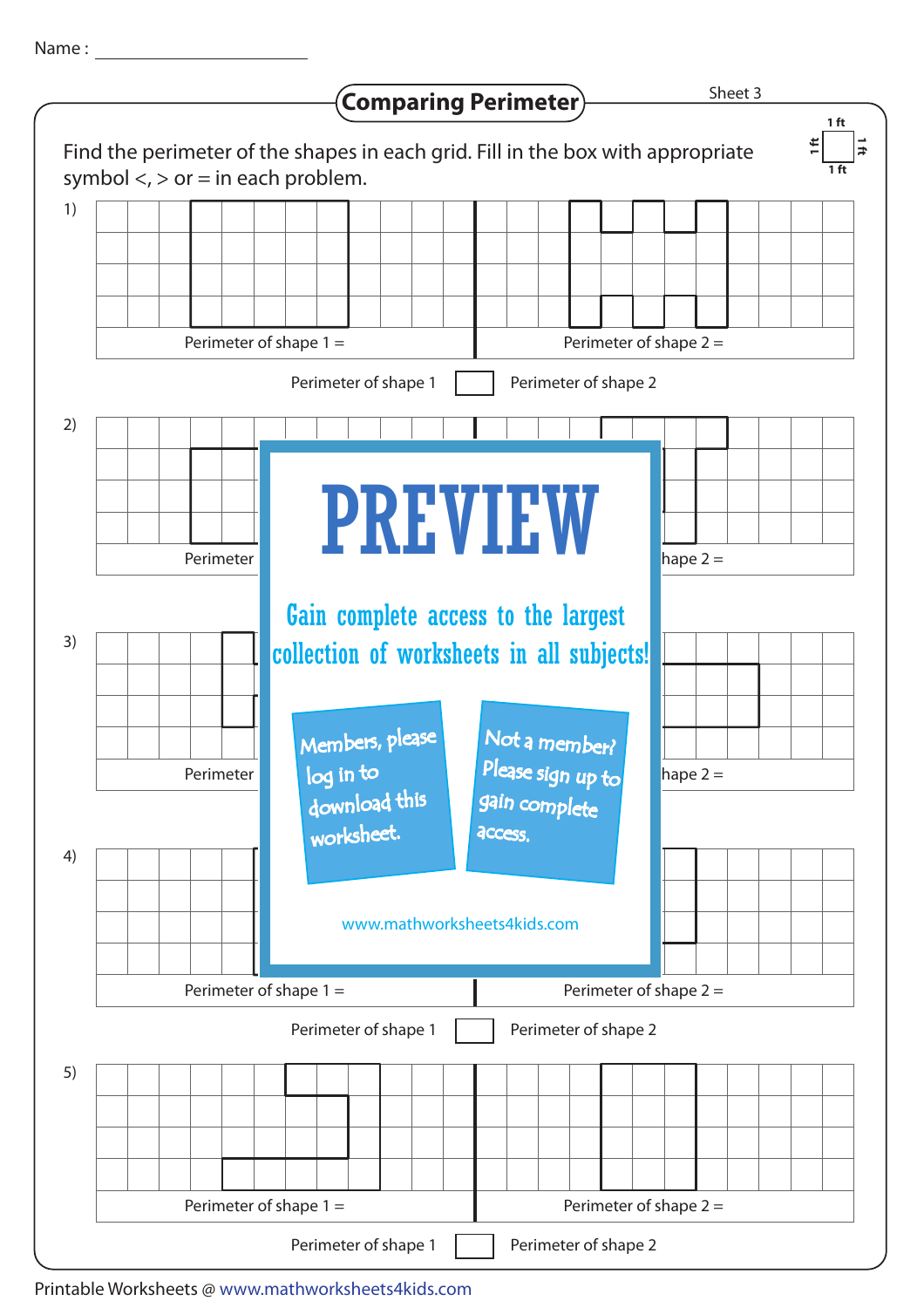Name : ____________________

# Comparing Perimeter

Sheet 3

Find the perimeter of the shapes in each grid. Fill in the box with appropriate symbol <, > or = in each problem.

1 ft × 1 ft

1)

Perimeter of shape 1 = 

Perimeter of shape 2 = 

Perimeter of shape 1 ☐ Perimeter of shape 2

2)

Perimeter of shape 1 = 

Perimeter of shape 2 = 

3)

Perimeter of shape 1 = 

Perimeter of shape 2 = 

4)

Perimeter of shape 1 = 

Perimeter of shape 2 = 

Perimeter of shape 1 ☐ Perimeter of shape 2

5)

Perimeter of shape 1 = 

Perimeter of shape 2 = 

Perimeter of shape 1 ☐ Perimeter of shape 2

PREVIEW

Gain complete access to the largest collection of worksheets in all subjects!

Members, please log in to download this worksheet.

Not a member? Please sign up to gain complete access.

www.mathworksheets4kids.com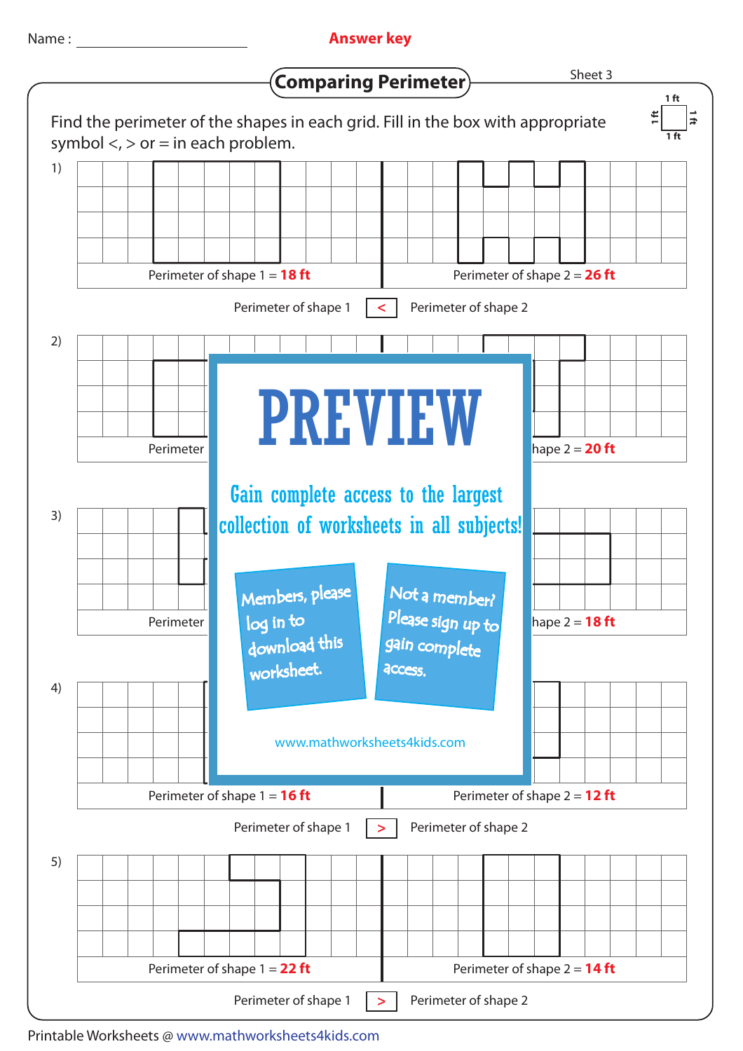Name : ____________________

**Answer key**

## Comparing Perimeter

Sheet 3

1 ft

Find the perimeter of the shapes in each grid. Fill in the box with appropriate symbol <, > or = in each problem.

1)

Perimeter of shape 1 = **18 ft**

Perimeter of shape 2 = **26 ft**

Perimeter of shape 1 **<** Perimeter of shape 2

2)

Perimeter

hape 2 = **20 ft**

3)

Perimeter

hape 2 = **18 ft**

# PREVIEW

Gain complete access to the largest collection of worksheets in all subjects!

Members, please log in to download this worksheet.

Not a member? Please sign up to gain complete access.

www.mathworksheets4kids.com

4)

Perimeter of shape 1 = **16 ft**

Perimeter of shape 2 = **12 ft**

Perimeter of shape 1 **>** Perimeter of shape 2

5)

Perimeter of shape 1 = **22 ft**

Perimeter of shape 2 = **14 ft**

Perimeter of shape 1 **>** Perimeter of shape 2

Printable Worksheets @ www.mathworksheets4kids.com